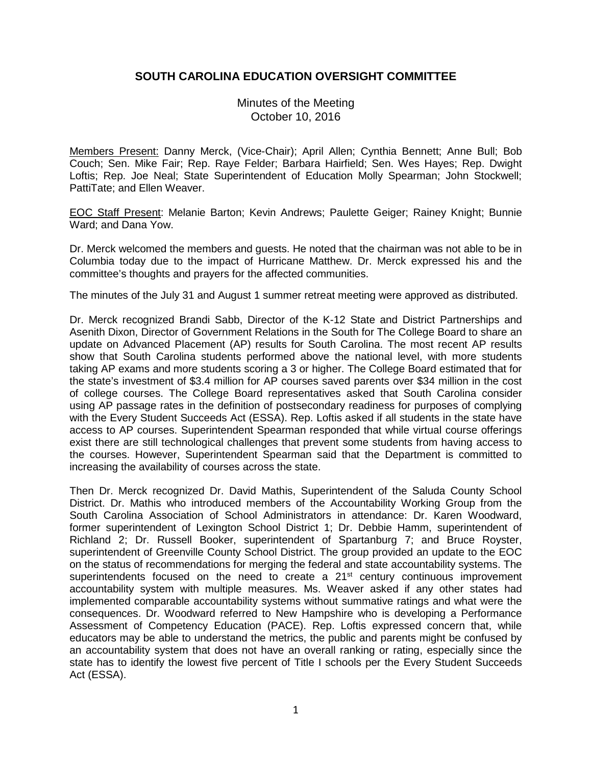## SOUTH CAROLINA EDUCATION OVERSIGHT COMMITTEE

Minutes of the Meeting
October 10, 2016

Members Present: Danny Merck, (Vice-Chair); April Allen; Cynthia Bennett; Anne Bull; Bob Couch; Sen. Mike Fair; Rep. Raye Felder; Barbara Hairfield; Sen. Wes Hayes; Rep. Dwight Loftis; Rep. Joe Neal; State Superintendent of Education Molly Spearman; John Stockwell; PattiTate; and Ellen Weaver.

EOC Staff Present: Melanie Barton; Kevin Andrews; Paulette Geiger; Rainey Knight; Bunnie Ward; and Dana Yow.

Dr. Merck welcomed the members and guests. He noted that the chairman was not able to be in Columbia today due to the impact of Hurricane Matthew. Dr. Merck expressed his and the committee's thoughts and prayers for the affected communities.

The minutes of the July 31 and August 1 summer retreat meeting were approved as distributed.

Dr. Merck recognized Brandi Sabb, Director of the K-12 State and District Partnerships and Asenith Dixon, Director of Government Relations in the South for The College Board to share an update on Advanced Placement (AP) results for South Carolina. The most recent AP results show that South Carolina students performed above the national level, with more students taking AP exams and more students scoring a 3 or higher. The College Board estimated that for the state's investment of $3.4 million for AP courses saved parents over $34 million in the cost of college courses. The College Board representatives asked that South Carolina consider using AP passage rates in the definition of postsecondary readiness for purposes of complying with the Every Student Succeeds Act (ESSA). Rep. Loftis asked if all students in the state have access to AP courses. Superintendent Spearman responded that while virtual course offerings exist there are still technological challenges that prevent some students from having access to the courses. However, Superintendent Spearman said that the Department is committed to increasing the availability of courses across the state.

Then Dr. Merck recognized Dr. David Mathis, Superintendent of the Saluda County School District. Dr. Mathis who introduced members of the Accountability Working Group from the South Carolina Association of School Administrators in attendance: Dr. Karen Woodward, former superintendent of Lexington School District 1; Dr. Debbie Hamm, superintendent of Richland 2; Dr. Russell Booker, superintendent of Spartanburg 7; and Bruce Royster, superintendent of Greenville County School District. The group provided an update to the EOC on the status of recommendations for merging the federal and state accountability systems. The superintendents focused on the need to create a 21st century continuous improvement accountability system with multiple measures. Ms. Weaver asked if any other states had implemented comparable accountability systems without summative ratings and what were the consequences. Dr. Woodward referred to New Hampshire who is developing a Performance Assessment of Competency Education (PACE). Rep. Loftis expressed concern that, while educators may be able to understand the metrics, the public and parents might be confused by an accountability system that does not have an overall ranking or rating, especially since the state has to identify the lowest five percent of Title I schools per the Every Student Succeeds Act (ESSA).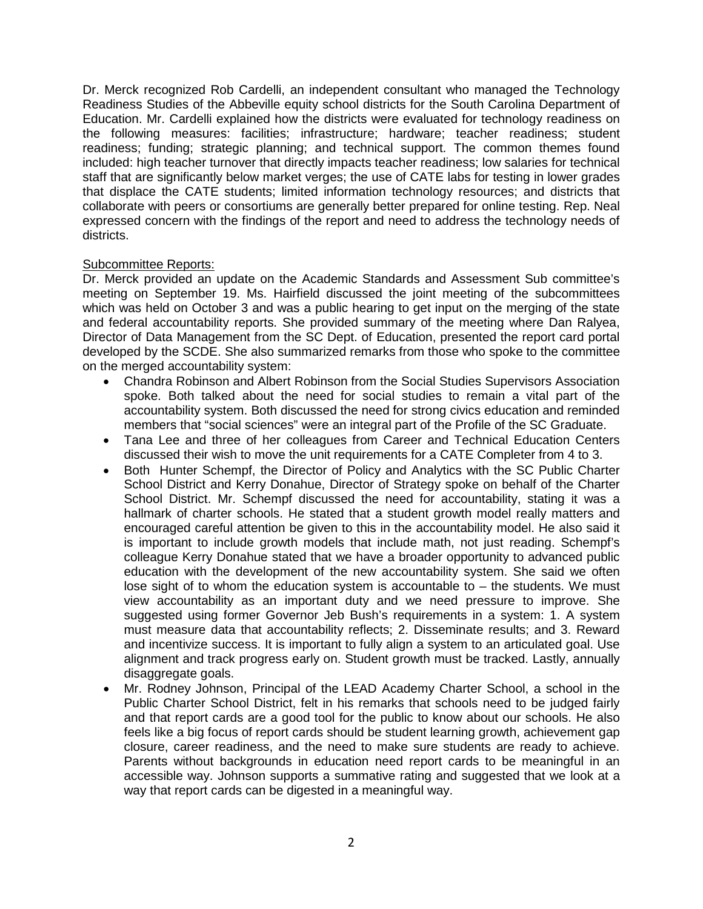Dr. Merck recognized Rob Cardelli, an independent consultant who managed the Technology Readiness Studies of the Abbeville equity school districts for the South Carolina Department of Education. Mr. Cardelli explained how the districts were evaluated for technology readiness on the following measures: facilities; infrastructure; hardware; teacher readiness; student readiness; funding; strategic planning; and technical support. The common themes found included: high teacher turnover that directly impacts teacher readiness; low salaries for technical staff that are significantly below market verges; the use of CATE labs for testing in lower grades that displace the CATE students; limited information technology resources; and districts that collaborate with peers or consortiums are generally better prepared for online testing. Rep. Neal expressed concern with the findings of the report and need to address the technology needs of districts.

Subcommittee Reports:

Dr. Merck provided an update on the Academic Standards and Assessment Sub committee's meeting on September 19. Ms. Hairfield discussed the joint meeting of the subcommittees which was held on October 3 and was a public hearing to get input on the merging of the state and federal accountability reports. She provided summary of the meeting where Dan Ralyea, Director of Data Management from the SC Dept. of Education, presented the report card portal developed by the SCDE. She also summarized remarks from those who spoke to the committee on the merged accountability system:

- Chandra Robinson and Albert Robinson from the Social Studies Supervisors Association spoke. Both talked about the need for social studies to remain a vital part of the accountability system. Both discussed the need for strong civics education and reminded members that "social sciences" were an integral part of the Profile of the SC Graduate.
- Tana Lee and three of her colleagues from Career and Technical Education Centers discussed their wish to move the unit requirements for a CATE Completer from 4 to 3.
- Both Hunter Schempf, the Director of Policy and Analytics with the SC Public Charter School District and Kerry Donahue, Director of Strategy spoke on behalf of the Charter School District. Mr. Schempf discussed the need for accountability, stating it was a hallmark of charter schools. He stated that a student growth model really matters and encouraged careful attention be given to this in the accountability model. He also said it is important to include growth models that include math, not just reading. Schempf's colleague Kerry Donahue stated that we have a broader opportunity to advanced public education with the development of the new accountability system. She said we often lose sight of to whom the education system is accountable to – the students. We must view accountability as an important duty and we need pressure to improve. She suggested using former Governor Jeb Bush's requirements in a system: 1. A system must measure data that accountability reflects; 2. Disseminate results; and 3. Reward and incentivize success. It is important to fully align a system to an articulated goal. Use alignment and track progress early on. Student growth must be tracked. Lastly, annually disaggregate goals.
- Mr. Rodney Johnson, Principal of the LEAD Academy Charter School, a school in the Public Charter School District, felt in his remarks that schools need to be judged fairly and that report cards are a good tool for the public to know about our schools. He also feels like a big focus of report cards should be student learning growth, achievement gap closure, career readiness, and the need to make sure students are ready to achieve. Parents without backgrounds in education need report cards to be meaningful in an accessible way. Johnson supports a summative rating and suggested that we look at a way that report cards can be digested in a meaningful way.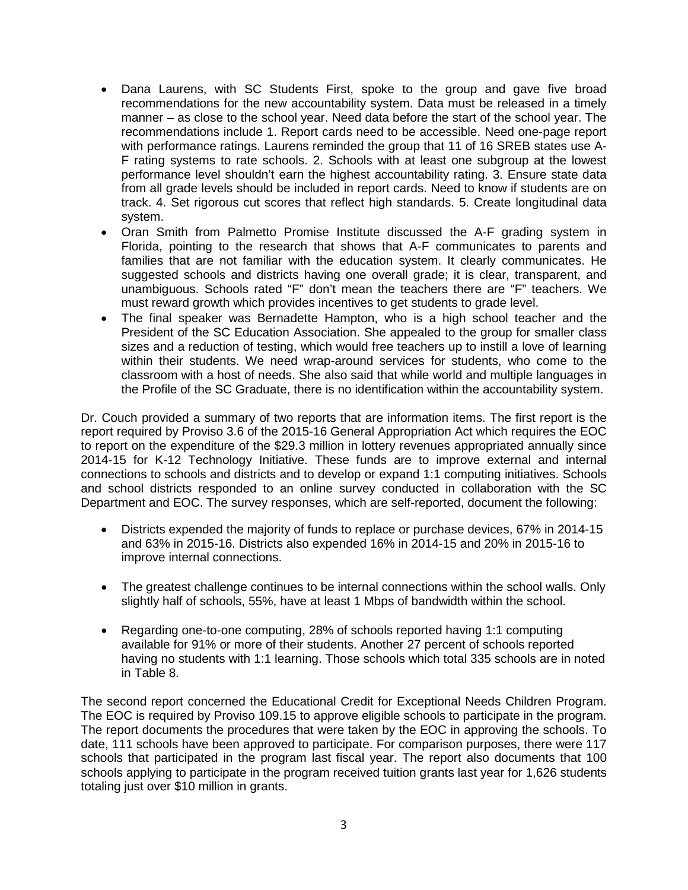- Dana Laurens, with SC Students First, spoke to the group and gave five broad recommendations for the new accountability system. Data must be released in a timely manner – as close to the school year. Need data before the start of the school year. The recommendations include 1. Report cards need to be accessible. Need one-page report with performance ratings. Laurens reminded the group that 11 of 16 SREB states use A-F rating systems to rate schools. 2. Schools with at least one subgroup at the lowest performance level shouldn't earn the highest accountability rating. 3. Ensure state data from all grade levels should be included in report cards. Need to know if students are on track. 4. Set rigorous cut scores that reflect high standards. 5. Create longitudinal data system.
- Oran Smith from Palmetto Promise Institute discussed the A-F grading system in Florida, pointing to the research that shows that A-F communicates to parents and families that are not familiar with the education system. It clearly communicates. He suggested schools and districts having one overall grade; it is clear, transparent, and unambiguous. Schools rated "F" don't mean the teachers there are "F" teachers. We must reward growth which provides incentives to get students to grade level.
- The final speaker was Bernadette Hampton, who is a high school teacher and the President of the SC Education Association. She appealed to the group for smaller class sizes and a reduction of testing, which would free teachers up to instill a love of learning within their students. We need wrap-around services for students, who come to the classroom with a host of needs. She also said that while world and multiple languages in the Profile of the SC Graduate, there is no identification within the accountability system.

Dr. Couch provided a summary of two reports that are information items. The first report is the report required by Proviso 3.6 of the 2015-16 General Appropriation Act which requires the EOC to report on the expenditure of the $29.3 million in lottery revenues appropriated annually since 2014-15 for K-12 Technology Initiative. These funds are to improve external and internal connections to schools and districts and to develop or expand 1:1 computing initiatives. Schools and school districts responded to an online survey conducted in collaboration with the SC Department and EOC. The survey responses, which are self-reported, document the following:

- Districts expended the majority of funds to replace or purchase devices, 67% in 2014-15 and 63% in 2015-16. Districts also expended 16% in 2014-15 and 20% in 2015-16 to improve internal connections.

- The greatest challenge continues to be internal connections within the school walls. Only slightly half of schools, 55%, have at least 1 Mbps of bandwidth within the school.

- Regarding one-to-one computing, 28% of schools reported having 1:1 computing available for 91% or more of their students. Another 27 percent of schools reported having no students with 1:1 learning. Those schools which total 335 schools are in noted in Table 8.

The second report concerned the Educational Credit for Exceptional Needs Children Program. The EOC is required by Proviso 109.15 to approve eligible schools to participate in the program. The report documents the procedures that were taken by the EOC in approving the schools. To date, 111 schools have been approved to participate. For comparison purposes, there were 117 schools that participated in the program last fiscal year. The report also documents that 100 schools applying to participate in the program received tuition grants last year for 1,626 students totaling just over $10 million in grants.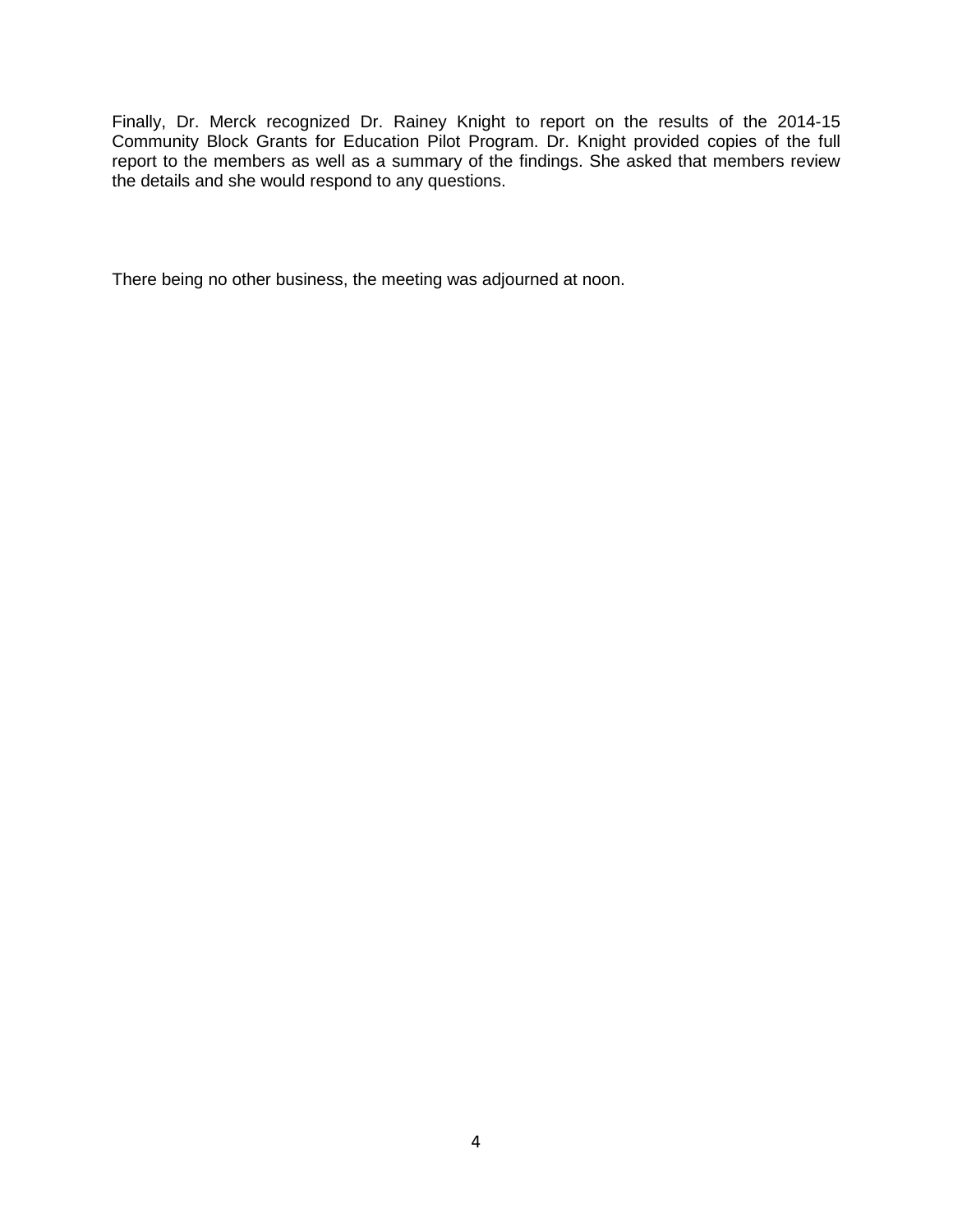Finally, Dr. Merck recognized Dr. Rainey Knight to report on the results of the 2014-15 Community Block Grants for Education Pilot Program. Dr. Knight provided copies of the full report to the members as well as a summary of the findings. She asked that members review the details and she would respond to any questions.

There being no other business, the meeting was adjourned at noon.